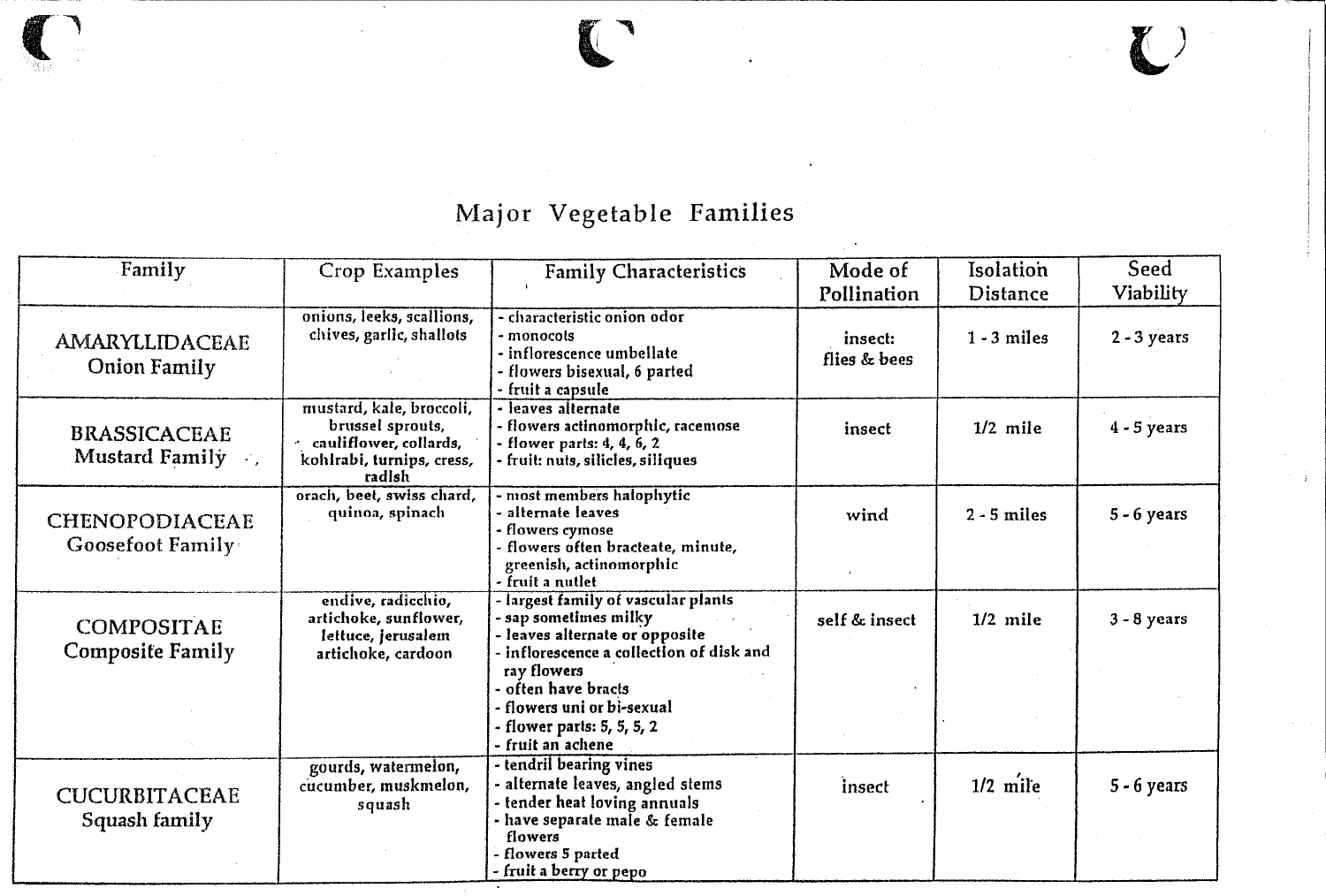# Major Vegetable Families

| Family | Crop Examples | Family Characteristics | Mode of Pollination | Isolation Distance | Seed Viability |
|---|---|---|---|---|---|
| AMARYLLIDACEAE Onion Family | onions, leeks, scallions, chives, garlic, shallots | - characteristic onion odor<br>- monocots<br>- inflorescence umbellate<br>- flowers bisexual, 6 parted<br>- fruit a capsule | insect: flies & bees | 1 - 3 miles | 2 - 3 years |
| BRASSICACEAE Mustard Family | mustard, kale, broccoli, brussel sprouts, cauliflower, collards, kohlrabi, turnips, cress, radish | - leaves alternate<br>- flowers actinomorphic, racemose<br>- flower parts: 4, 4, 6, 2<br>- fruit: nuts, silicles, siliques | insect | 1/2 mile | 4 - 5 years |
| CHENOPODIACEAE Goosefoot Family | orach, beet, swiss chard, quinoa, spinach | - most members halophytic<br>- alternate leaves<br>- flowers cymose<br>- flowers often bracteate, minute, greenish, actinomorphic<br>- fruit a nutlet | wind | 2 - 5 miles | 5 - 6 years |
| COMPOSITAE Composite Family | endive, radicchio, artichoke, sunflower, lettuce, jerusalem artichoke, cardoon | - largest family of vascular plants<br>- sap sometimes milky<br>- leaves alternate or opposite<br>- inflorescence a collection of disk and ray flowers<br>- often have bracts<br>- flowers uni or bi-sexual<br>- flower parts: 5, 5, 5, 2<br>- fruit an achene | self & insect | 1/2 mile | 3 - 8 years |
| CUCURBITACEAE Squash family | gourds, watermelon, cucumber, muskmelon, squash | - tendril bearing vines<br>- alternate leaves, angled stems<br>- tender heat loving annuals<br>- have separate male & female flowers<br>- flowers 5 parted<br>- fruit a berry or pepo | insect | 1/2 mile | 5 - 6 years |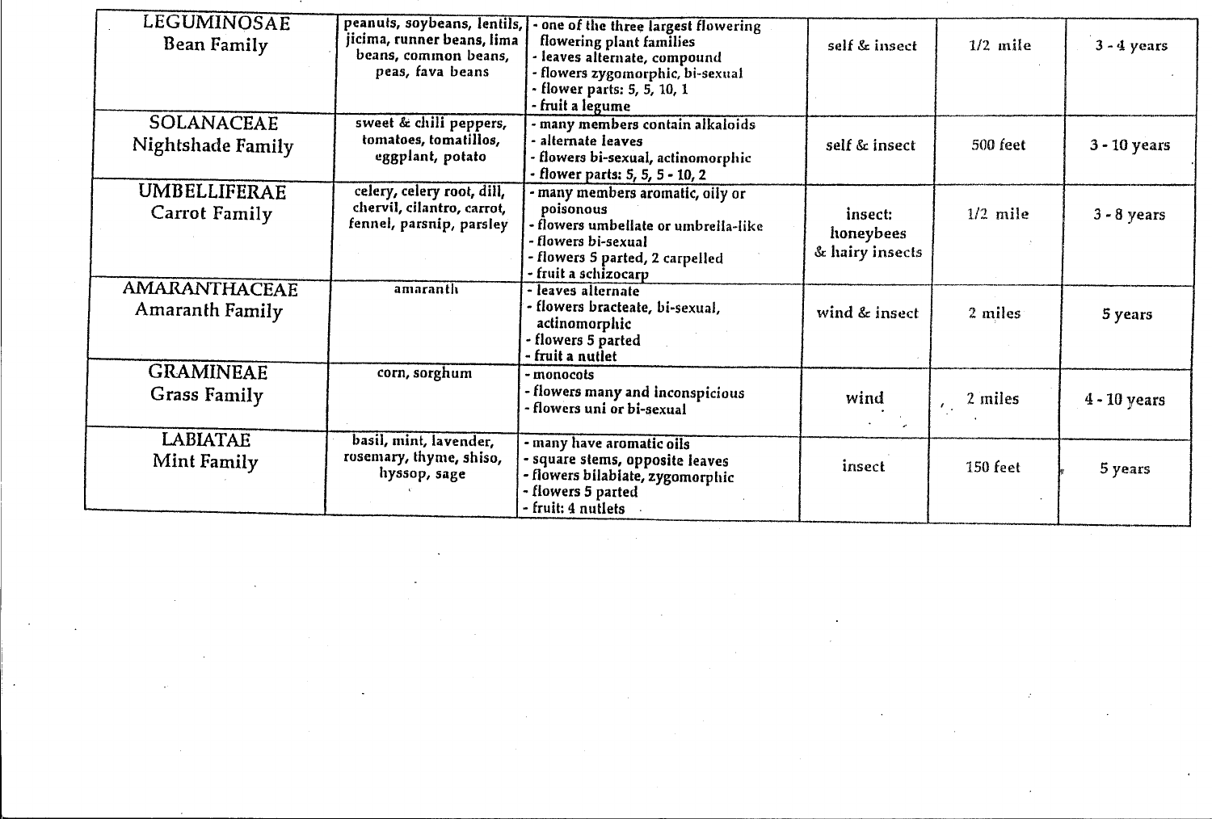| | | | | | |
|---|---|---|---|---|---|
| LEGUMINOSAE<br>Bean Family | peanuts, soybeans, lentils, jicima, runner beans, lima beans, common beans, peas, fava beans | - one of the three largest flowering flowering plant families<br>- leaves alternate, compound<br>- flowers zygomorphic, bi-sexual<br>- flower parts: 5, 5, 10, 1<br>- fruit a legume | self & insect | 1/2 mile | 3 - 4 years |
| SOLANACEAE<br>Nightshade Family | sweet & chili peppers, tomatoes, tomatillos, eggplant, potato | - many members contain alkaloids<br>- alternate leaves<br>- flowers bi-sexual, actinomorphic<br>- flower parts: 5, 5, 5 - 10, 2 | self & insect | 500 feet | 3 - 10 years |
| UMBELLIFERAE<br>Carrot Family | celery, celery root, dill, chervil, cilantro, carrot, fennel, parsnip, parsley | - many members aromatic, oily or poisonous<br>- flowers umbellate or umbrella-like<br>- flowers bi-sexual<br>- flowers 5 parted, 2 carpelled<br>- fruit a schizocarp | insect: honeybees & hairy insects | 1/2 mile | 3 - 8 years |
| AMARANTHACEAE<br>Amaranth Family | amaranth | - leaves alternate<br>- flowers bracteate, bi-sexual, actinomorphic<br>- flowers 5 parted<br>- fruit a nutlet | wind & insect | 2 miles | 5 years |
| GRAMINEAE<br>Grass Family | corn, sorghum | - monocots<br>- flowers many and inconspicious<br>- flowers uni or bi-sexual | wind | 2 miles | 4 - 10 years |
| LABIATAE<br>Mint Family | basil, mint, lavender, rosemary, thyme, shiso, hyssop, sage | - many have aromatic oils<br>- square stems, opposite leaves<br>- flowers bilabiate, zygomorphic<br>- flowers 5 parted<br>- fruit: 4 nutlets | insect | 150 feet | 5 years |